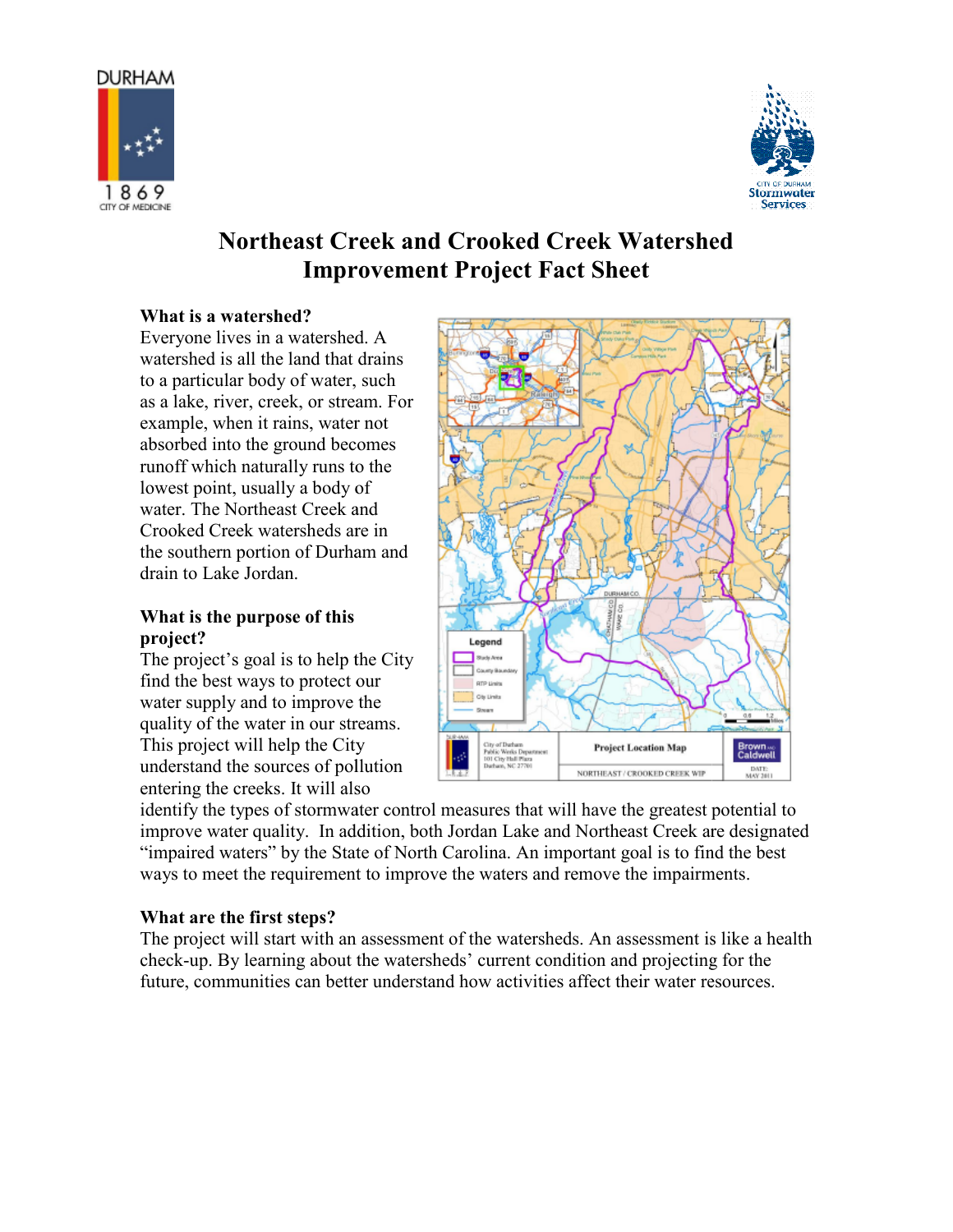# Northeast Creek and Crooked Creek Watershed Improvement Project Fact Sheet

**What is a watershed?**

Everyone lives in a watershed. A watershed is all the land that drains to a particular body of water, such as a lake, river, creek, or stream. For example, when it rains, water not absorbed into the ground becomes runoff which naturally runs to the lowest point, usually a body of water. The Northeast Creek and Crooked Creek watersheds are in the southern portion of Durham and drain to Lake Jordan.

**What is the purpose of this project?**

The project's goal is to help the City find the best ways to protect our water supply and to improve the quality of the water in our streams. This project will help the City understand the sources of pollution entering the creeks. It will also identify the types of stormwater control measures that will have the greatest potential to improve water quality. In addition, both Jordan Lake and Northeast Creek are designated "impaired waters" by the State of North Carolina. An important goal is to find the best ways to meet the requirement to improve the waters and remove the impairments.

**What are the first steps?**

The project will start with an assessment of the watersheds. An assessment is like a health check-up. By learning about the watersheds' current condition and projecting for the future, communities can better understand how activities affect their water resources.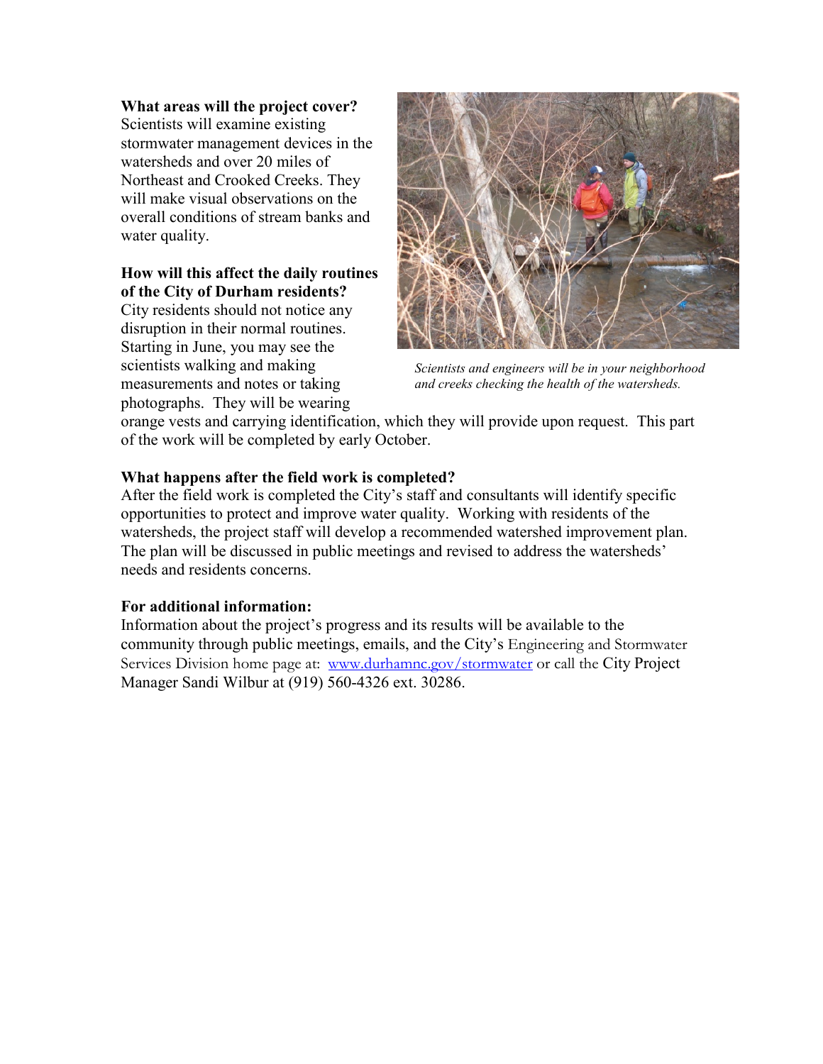**What areas will the project cover?**
Scientists will examine existing stormwater management devices in the watersheds and over 20 miles of Northeast and Crooked Creeks. They will make visual observations on the overall conditions of stream banks and water quality.

*Scientists and engineers will be in your neighborhood and creeks checking the health of the watersheds.*

**How will this affect the daily routines of the City of Durham residents?**
City residents should not notice any disruption in their normal routines. Starting in June, you may see the scientists walking and making measurements and notes or taking photographs. They will be wearing orange vests and carrying identification, which they will provide upon request. This part of the work will be completed by early October.

**What happens after the field work is completed?**
After the field work is completed the City's staff and consultants will identify specific opportunities to protect and improve water quality. Working with residents of the watersheds, the project staff will develop a recommended watershed improvement plan. The plan will be discussed in public meetings and revised to address the watersheds' needs and residents concerns.

**For additional information:**
Information about the project's progress and its results will be available to the community through public meetings, emails, and the City's Engineering and Stormwater Services Division home page at: [www.durhamnc.gov/stormwater](http://www.durhamnc.gov/stormwater) or call the City Project Manager Sandi Wilbur at (919) 560-4326 ext. 30286.